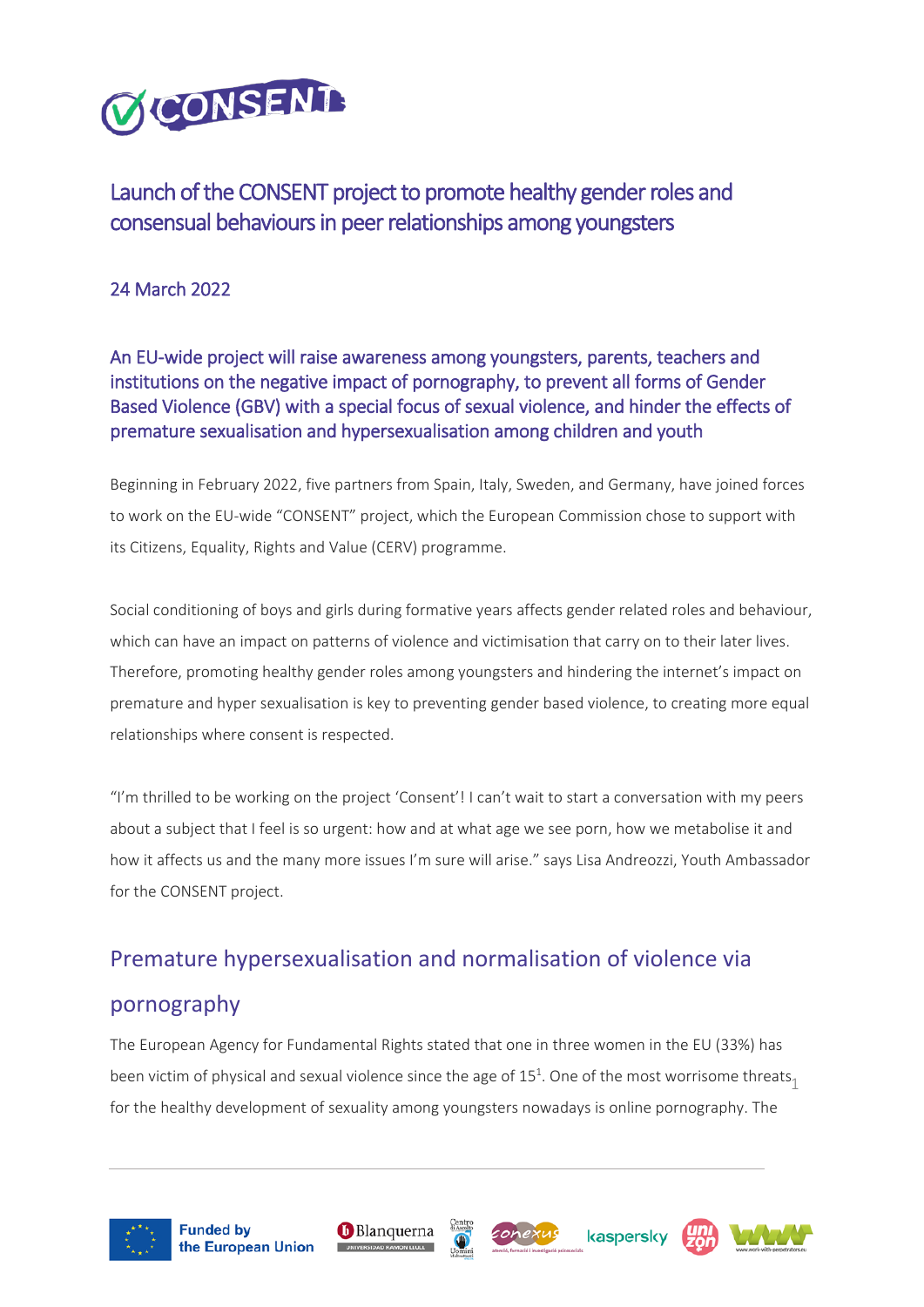# Launch of the CONSENT project to promote healthy gender roles and consensual behaviours in peer relationships among youngsters

24 March 2022

## An EU-wide project will raise awareness among youngsters, parents, teachers and institutions on the negative impact of pornography, to prevent all forms of Gender Based Violence (GBV) with a special focus of sexual violence, and hinder the effects of premature sexualisation and hypersexualisation among children and youth

Beginning in February 2022, five partners from Spain, Italy, Sweden, and Germany, have joined forces to work on the EU-wide "CONSENT" project, which the European Commission chose to support with its Citizens, Equality, Rights and Value (CERV) programme.

Social conditioning of boys and girls during formative years affects gender related roles and behaviour, which can have an impact on patterns of violence and victimisation that carry on to their later lives. Therefore, promoting healthy gender roles among youngsters and hindering the internet's impact on premature and hyper sexualisation is key to preventing gender based violence, to creating more equal relationships where consent is respected.

"I'm thrilled to be working on the project 'Consent'! I can't wait to start a conversation with my peers about a subject that I feel is so urgent: how and at what age we see porn, how we metabolise it and how it affects us and the many more issues I'm sure will arise." says Lisa Andreozzi, Youth Ambassador for the CONSENT project.

## Premature hypersexualisation and normalisation of violence via pornography

The European Agency for Fundamental Rights stated that one in three women in the EU (33%) has been victim of physical and sexual violence since the age of 15[1]. One of the most worrisome threats for the healthy development of sexuality among youngsters nowadays is online pornography. The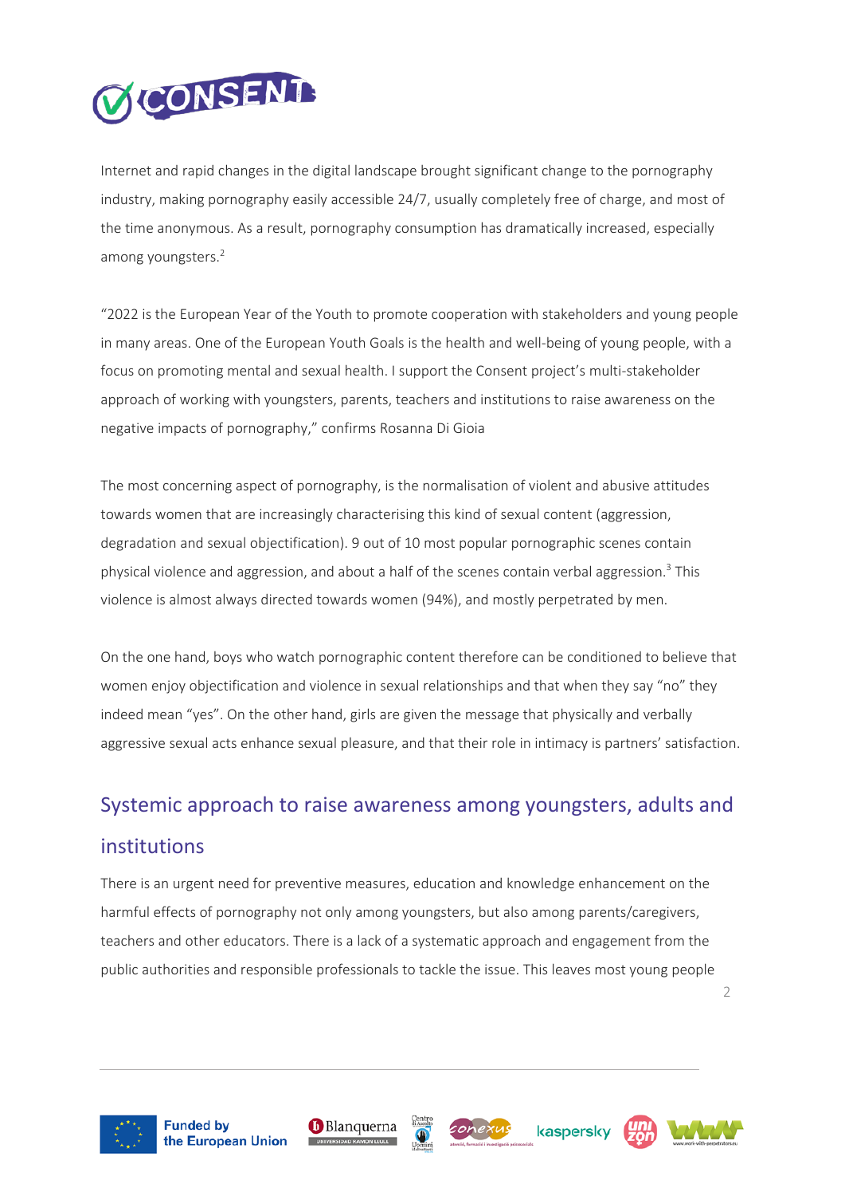Internet and rapid changes in the digital landscape brought significant change to the pornography industry, making pornography easily accessible 24/7, usually completely free of charge, and most of the time anonymous. As a result, pornography consumption has dramatically increased, especially among youngsters.[2]

"2022 is the European Year of the Youth to promote cooperation with stakeholders and young people in many areas. One of the European Youth Goals is the health and well-being of young people, with a focus on promoting mental and sexual health. I support the Consent project's multi-stakeholder approach of working with youngsters, parents, teachers and institutions to raise awareness on the negative impacts of pornography," confirms Rosanna Di Gioia

The most concerning aspect of pornography, is the normalisation of violent and abusive attitudes towards women that are increasingly characterising this kind of sexual content (aggression, degradation and sexual objectification). 9 out of 10 most popular pornographic scenes contain physical violence and aggression, and about a half of the scenes contain verbal aggression.[3] This violence is almost always directed towards women (94%), and mostly perpetrated by men.

On the one hand, boys who watch pornographic content therefore can be conditioned to believe that women enjoy objectification and violence in sexual relationships and that when they say "no" they indeed mean "yes". On the other hand, girls are given the message that physically and verbally aggressive sexual acts enhance sexual pleasure, and that their role in intimacy is partners' satisfaction.

## Systemic approach to raise awareness among youngsters, adults and institutions

There is an urgent need for preventive measures, education and knowledge enhancement on the harmful effects of pornography not only among youngsters, but also among parents/caregivers, teachers and other educators. There is a lack of a systematic approach and engagement from the public authorities and responsible professionals to tackle the issue. This leaves most young people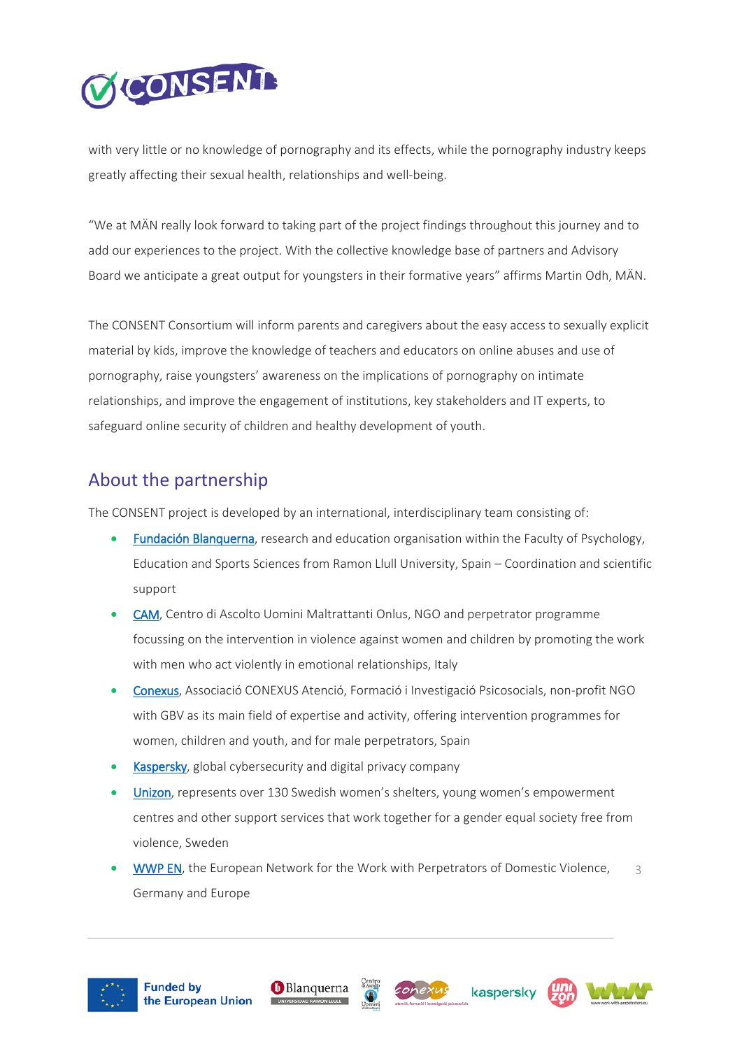with very little or no knowledge of pornography and its effects, while the pornography industry keeps greatly affecting their sexual health, relationships and well-being.

"We at MÄN really look forward to taking part of the project findings throughout this journey and to add our experiences to the project. With the collective knowledge base of partners and Advisory Board we anticipate a great output for youngsters in their formative years" affirms Martin Odh, MÄN.

The CONSENT Consortium will inform parents and caregivers about the easy access to sexually explicit material by kids, improve the knowledge of teachers and educators on online abuses and use of pornography, raise youngsters' awareness on the implications of pornography on intimate relationships, and improve the engagement of institutions, key stakeholders and IT experts, to safeguard online security of children and healthy development of youth.

## About the partnership

The CONSENT project is developed by an international, interdisciplinary team consisting of:

- Fundación Blanquerna, research and education organisation within the Faculty of Psychology, Education and Sports Sciences from Ramon Llull University, Spain – Coordination and scientific support
- CAM, Centro di Ascolto Uomini Maltrattanti Onlus, NGO and perpetrator programme focussing on the intervention in violence against women and children by promoting the work with men who act violently in emotional relationships, Italy
- Conexus, Associació CONEXUS Atenció, Formació i Investigació Psicosocials, non-profit NGO with GBV as its main field of expertise and activity, offering intervention programmes for women, children and youth, and for male perpetrators, Spain
- Kaspersky, global cybersecurity and digital privacy company
- Unizon, represents over 130 Swedish women's shelters, young women's empowerment centres and other support services that work together for a gender equal society free from violence, Sweden
- WWP EN, the European Network for the Work with Perpetrators of Domestic Violence, Germany and Europe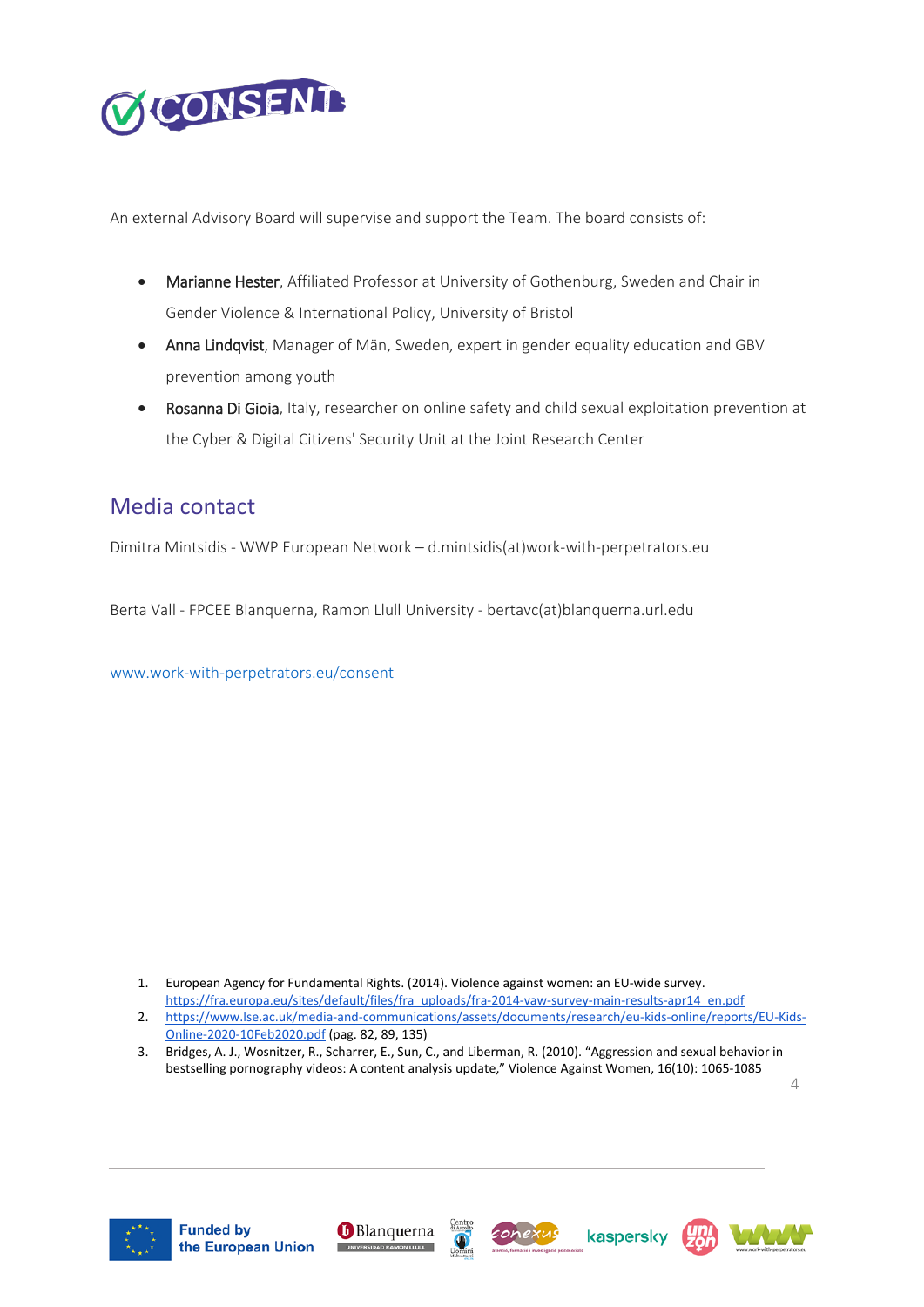An external Advisory Board will supervise and support the Team. The board consists of:

- Marianne Hester, Affiliated Professor at University of Gothenburg, Sweden and Chair in Gender Violence & International Policy, University of Bristol
- Anna Lindqvist, Manager of Män, Sweden, expert in gender equality education and GBV prevention among youth
- Rosanna Di Gioia, Italy, researcher on online safety and child sexual exploitation prevention at the Cyber & Digital Citizens' Security Unit at the Joint Research Center

## Media contact

Dimitra Mintsidis - WWP European Network – d.mintsidis(at)work-with-perpetrators.eu

Berta Vall - FPCEE Blanquerna, Ramon Llull University - bertavc(at)blanquerna.url.edu

www.work-with-perpetrators.eu/consent

1. European Agency for Fundamental Rights. (2014). Violence against women: an EU-wide survey. https://fra.europa.eu/sites/default/files/fra_uploads/fra-2014-vaw-survey-main-results-apr14_en.pdf
2. https://www.lse.ac.uk/media-and-communications/assets/documents/research/eu-kids-online/reports/EU-Kids-Online-2020-10Feb2020.pdf (pag. 82, 89, 135)
3. Bridges, A. J., Wosnitzer, R., Scharrer, E., Sun, C., and Liberman, R. (2010). "Aggression and sexual behavior in bestselling pornography videos: A content analysis update," Violence Against Women, 16(10): 1065-1085

Funded by the European Union